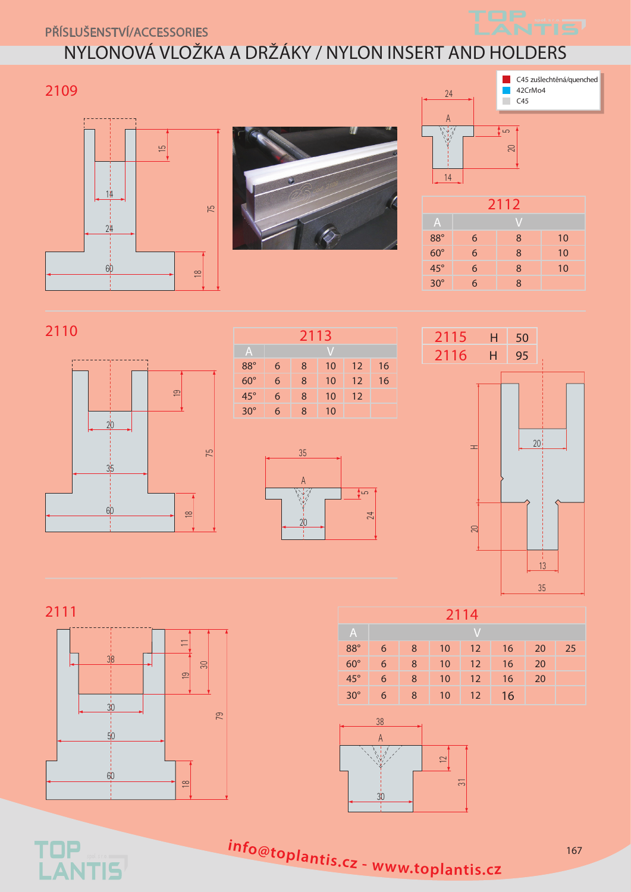PŘÍSLUŠENSTVÍ/ACCESSORIES

# NYLONOVÁ VLOŽKA A DRŽÁKY / NYLON INSERT AND HOLDERS

- C45 zušlechtěná/quenched
- 42CrMo4
- C45

## 2109

## 2112

| A | V | | |
|---|---|---|---|
| 88° | 6 | 8 | 10 |
| 60° | 6 | 8 | 10 |
| 45° | 6 | 8 | 10 |
| 30° | 6 | 8 | |

## 2110

## 2113

| A | V | | | | |
|---|---|---|---|---|---|
| 88° | 6 | 8 | 10 | 12 | 16 |
| 60° | 6 | 8 | 10 | 12 | 16 |
| 45° | 6 | 8 | 10 | 12 | |
| 30° | 6 | 8 | 10 | | |

| | | |
|---|---|---|
| 2115 | H | 50 |
| 2116 | H | 95 |

## 2111

## 2114

| A | V | | | | | | |
|---|---|---|---|---|---|---|---|
| 88° | 6 | 8 | 10 | 12 | 16 | 20 | 25 |
| 60° | 6 | 8 | 10 | 12 | 16 | 20 | |
| 45° | 6 | 8 | 10 | 12 | 16 | 20 | |
| 30° | 6 | 8 | 10 | 12 | 16 | | |

info@toplantis.cz - www.toplantis.cz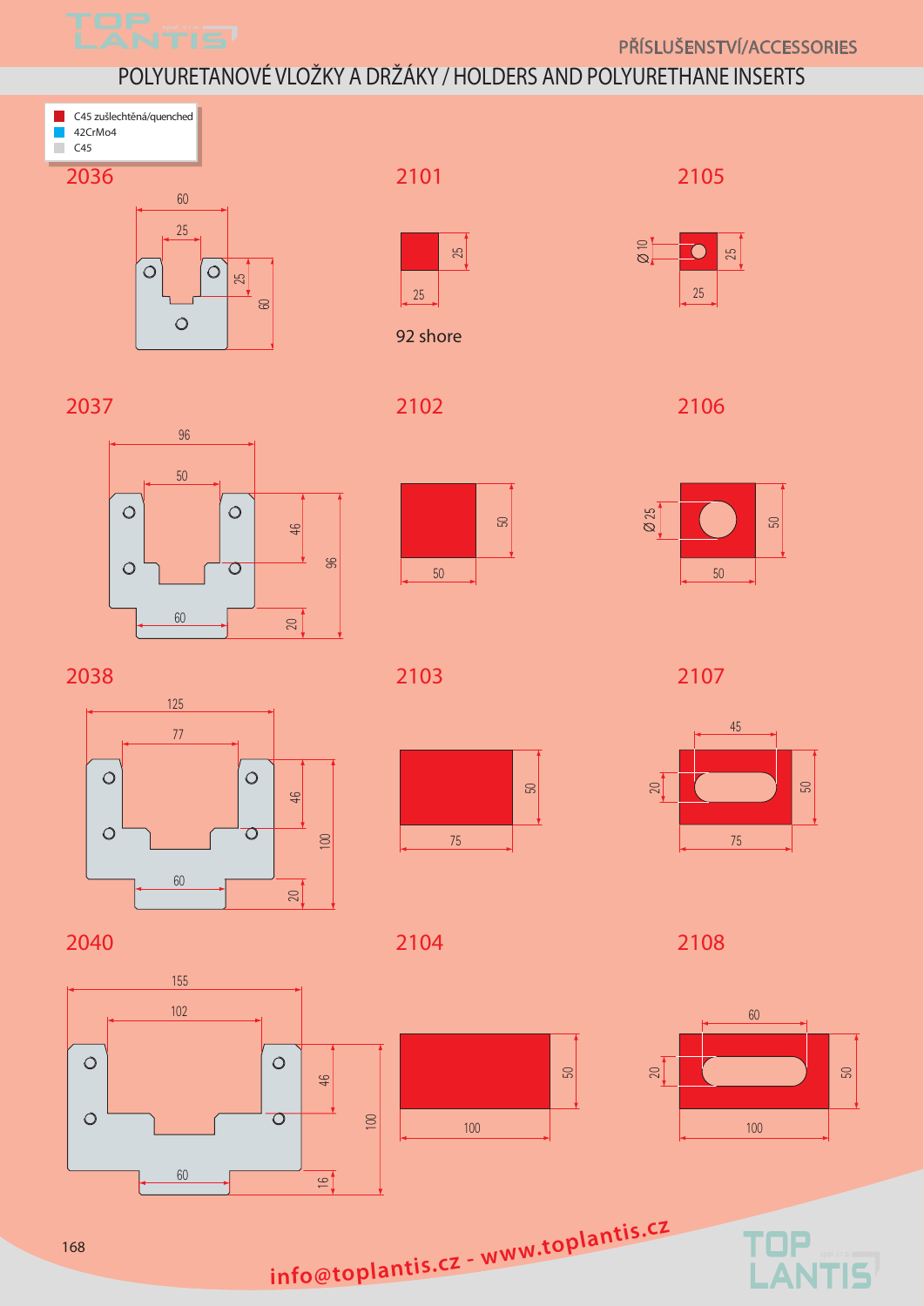## POLYURETANOVÉ VLOŽKY A DRŽÁKY / HOLDERS AND POLYURETHANE INSERTS

- C45 zušlechtěná/quenched
- 42CrMo4
- C45

### 2036

60
25
25
60

### 2101

25
25

92 shore

### 2105

Ø 10
25
25

### 2037

96
50
46
96
60
20

### 2102

50
50

### 2106

Ø 25
50
50

### 2038

125
77
46
100
60
20

### 2103

50
75

### 2107

45
20
50
75

### 2040

155
102
46
100
60
16

### 2104

50
100

### 2108

60
20
50
100

info@toplantis.cz - www.toplantis.cz